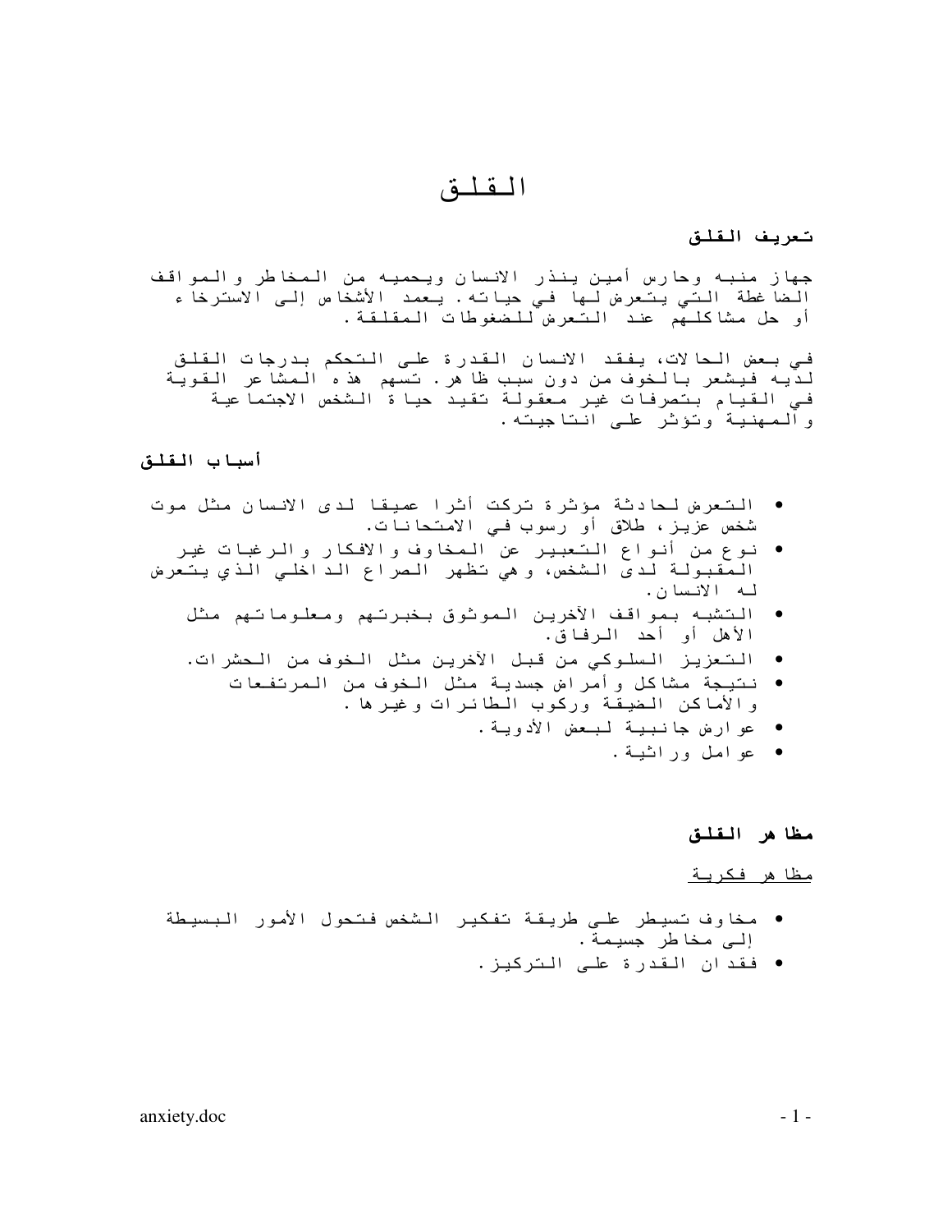# القلق

## تعريف القلق

جهاز منبه وحارس أمين ينذر الانسان ويحميه من المخاطر والمواقف الضاغطة التي يتعرض لها في حياته. يعمد الأشخاص إلى الاسترخاء أو حل مشاكلهم عند التعرض للضغوطات المقلقة.

في بعض الحالات، يفقد الانسان القدرة على التحكم بدرجات القلق لديه فيشعر بالخوف من دون سبب ظاهر. تسهم هذه المشاعر القوية في القيام بتصرفات غير معقولة تقيد حياة الشخص الاجتماعية والمهنية وتؤثر على انتاجيته.

## أسباب القلق

- التعرض لحادثة مؤثرة تركت أثرا عميقا لدى الانسان مثل موت شخص عزيز، طلاق أو رسوب في الامتحانات.
- نوع من أنواع التعبير عن المخاوف والافكار والرغبات غير المقبولة لدى الشخص، وهي تظهر الصراع الداخلي الذي يتعرض له الانسان.
- التشبه بمواقف الآخرين الموثوق بخبرتهم ومعلوماتهم مثل الأهل أو أحد الرفاق.
- التعزيز السلوكي من قبل الآخرين مثل الخوف من الحشرات.
- نتيجة مشاكل وأمراض جسدية مثل الخوف من المرتفعات والأماكن الضيقة وركوب الطائرات وغيرها.
- عوارض جانبية لبعض الأدوية.
- عوامل وراثية.

## مظاهر القلق

<u>مظاهر فكرية</u>

- مخاوف تسيطر على طريقة تفكير الشخص فتحول الأمور البسيطة إلى مخاطر جسيمة.
- فقدان القدرة على التركيز.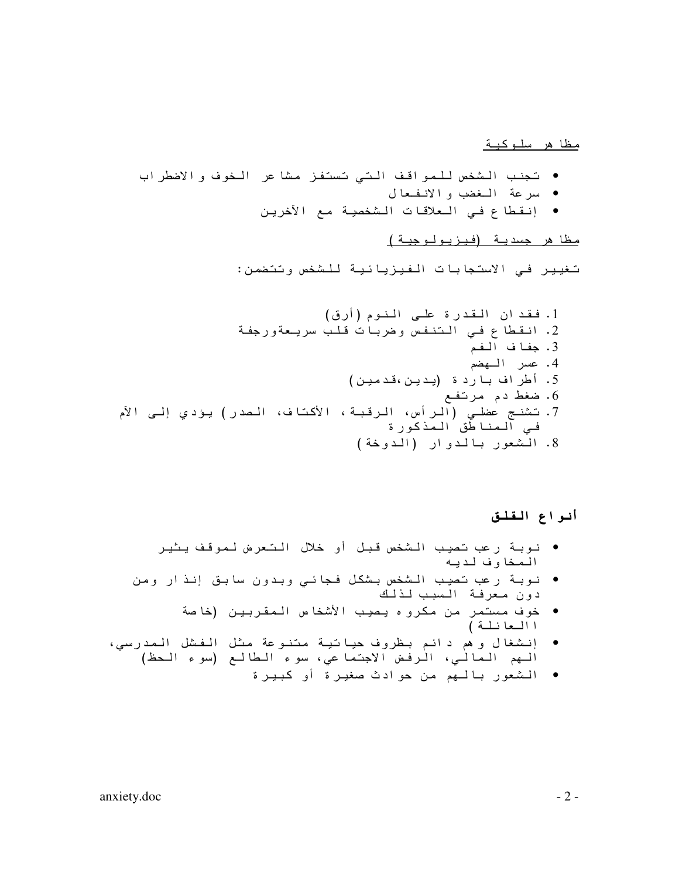<u>مظاهر سلوكية</u>

- تجنب الشخص للمواقف التي تستفز مشاعر الخوف والاضطراب
- سرعة الغضب والانفعال
- إنقطاع في العلاقات الشخصية مع الآخرين

<u>مظاهر جسدية (فيزيولوجية)</u>

تغيير في الاستجابات الفيزيائية للشخص وتتضمن:

1. فقدان القدرة على النوم (أرق)
2. انقطاع في التنفس وضربات قلب سريعةورجفة
3. جفاف الفم
4. عسر الهضم
5. أطراف باردة (يدين،قدمين)
6. ضغط دم مرتفع
7. تشنج عضلي (الرأس، الرقبة، الأكتاف، الصدر) يؤدي إلى الآم في المناطق المذكورة
8. الشعور بالدوار (الدوخة)

## أنواع القلق

- نوبة رعب تصيب الشخص قبل أو خلال التعرض لموقف يثير المخاوف لديه
- نوبة رعب تصيب الشخص بشكل فجائي وبدون سابق إنذار ومن دون معرفة السبب لذلك
- خوف مستمر من مكروه يصيب الأشخاص المقربين (خاصة العائلة)
- إنشغال وهم دائم بظروف حياتية متنوعة مثل الفشل المدرسي، الهم المالي، الرفض الاجتماعي، سوء الطالع (سوء الحظ)
- الشعور بالهم من حوادث صغيرة أو كبيرة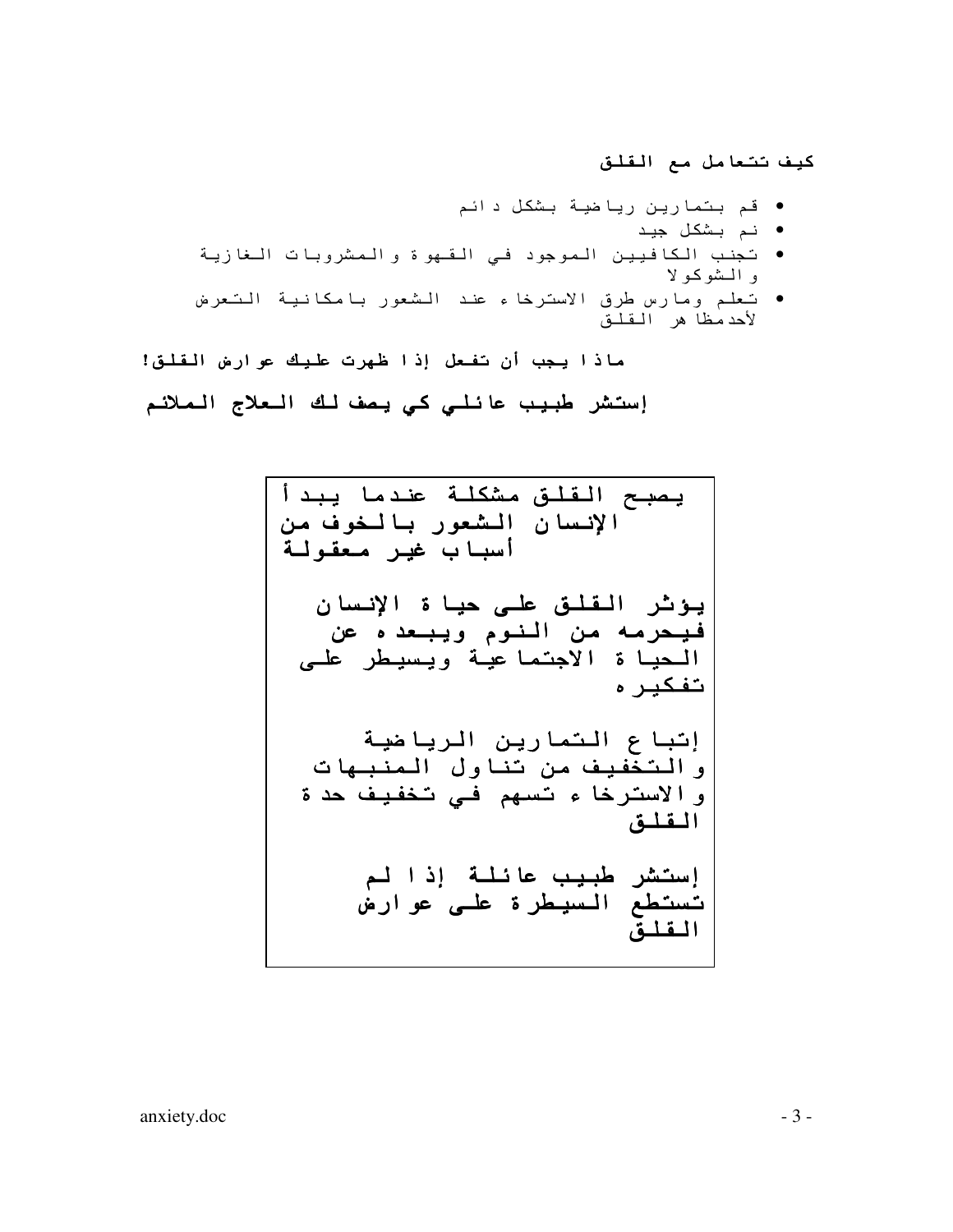### كيف تتعامل مع القلق

- قم بتمارين رياضية بشكل دائم
- نم بشكل جيد
- تجنب الكافيين الموجود في القهوة والمشروبات الغازية والشوكولا
- تعلم ومارس طرق الاسترخاء عند الشعور بامكانية التعرض لأحدمظاهر القلق

**ماذا يجب أن تفعل إذا ظهرت عليك عوارض القلق!**

**إستشر طبيب عائلي كي يصف لك العلاج الملائم**

---

**يصبح القلق مشكلة عندما يبدأ الإنسان الشعور بالخوف من أسباب غير معقولة**

**يؤثر القلق على حياة الإنسان فيحرمه من النوم ويبعده عن الحياة الاجتماعية ويسيطر على تفكيره**

إتباع التمارين الرياضية والتخفيف من تناول المنبهات والاسترخاء تسهم في تخفيف حدة القلق

**إستشر طبيب عائلة إذا لم تستطع السيطرة على عوارض القلق**

---